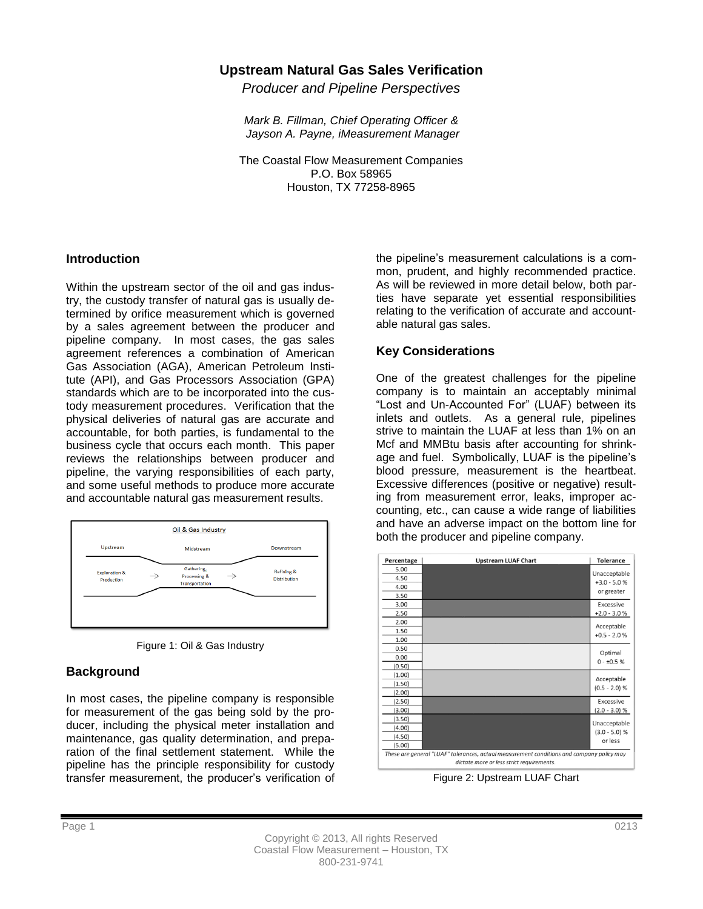# Upstream Natural Gas Sales Verification

*Producer and Pipeline Perspectives*

*Mark B. Fillman, Chief Operating Officer &*
*Jayson A. Payne, iMeasurement Manager*

The Coastal Flow Measurement Companies
P.O. Box 58965
Houston, TX 77258-8965

## Introduction

Within the upstream sector of the oil and gas industry, the custody transfer of natural gas is usually determined by orifice measurement which is governed by a sales agreement between the producer and pipeline company. In most cases, the gas sales agreement references a combination of American Gas Association (AGA), American Petroleum Institute (API), and Gas Processors Association (GPA) standards which are to be incorporated into the custody measurement procedures. Verification that the physical deliveries of natural gas are accurate and accountable, for both parties, is fundamental to the business cycle that occurs each month. This paper reviews the relationships between producer and pipeline, the varying responsibilities of each party, and some useful methods to produce more accurate and accountable natural gas measurement results.

| Upstream | | Midstream | | Downstream |
|---|---|---|---|---|
| Exploration & Production | → | Gathering, Processing & Transportation | → | Refining & Distribution |

Figure 1: Oil & Gas Industry

## Background

In most cases, the pipeline company is responsible for measurement of the gas being sold by the producer, including the physical meter installation and maintenance, gas quality determination, and preparation of the final settlement statement. While the pipeline has the principle responsibility for custody transfer measurement, the producer's verification of the pipeline's measurement calculations is a common, prudent, and highly recommended practice. As will be reviewed in more detail below, both parties have separate yet essential responsibilities relating to the verification of accurate and accountable natural gas sales.

## Key Considerations

One of the greatest challenges for the pipeline company is to maintain an acceptably minimal "Lost and Un-Accounted For" (LUAF) between its inlets and outlets. As a general rule, pipelines strive to maintain the LUAF at less than 1% on an Mcf and MMBtu basis after accounting for shrinkage and fuel. Symbolically, LUAF is the pipeline's blood pressure, measurement is the heartbeat. Excessive differences (positive or negative) resulting from measurement error, leaks, improper accounting, etc., can cause a wide range of liabilities and have an adverse impact on the bottom line for both the producer and pipeline company.

| Percentage | Upstream LUAF Chart | Tolerance |
|---|---|---|
| 5.00 | | Unacceptable +3.0 - 5.0 % or greater |
| 4.50 | | |
| 4.00 | | |
| 3.50 | | |
| 3.00 | | Excessive +2.0 - 3.0 % |
| 2.50 | | |
| 2.00 | | Acceptable +0.5 - 2.0 % |
| 1.50 | | |
| 1.00 | | |
| 0.50 | | Optimal 0 - ±0.5 % |
| 0.00 | | |
| (0.50) | | |
| (1.00) | | Acceptable (0.5 - 2.0) % |
| (1.50) | | |
| (2.00) | | |
| (2.50) | | Excessive (2.0 - 3.0) % |
| (3.00) | | |
| (3.50) | | Unacceptable (3.0 - 5.0) % or less |
| (4.00) | | |
| (4.50) | | |
| (5.00) | | |

*These are general "LUAF" tolerances, actual measurement conditions and company policy may dictate more or less strict requirements.*

Figure 2: Upstream LUAF Chart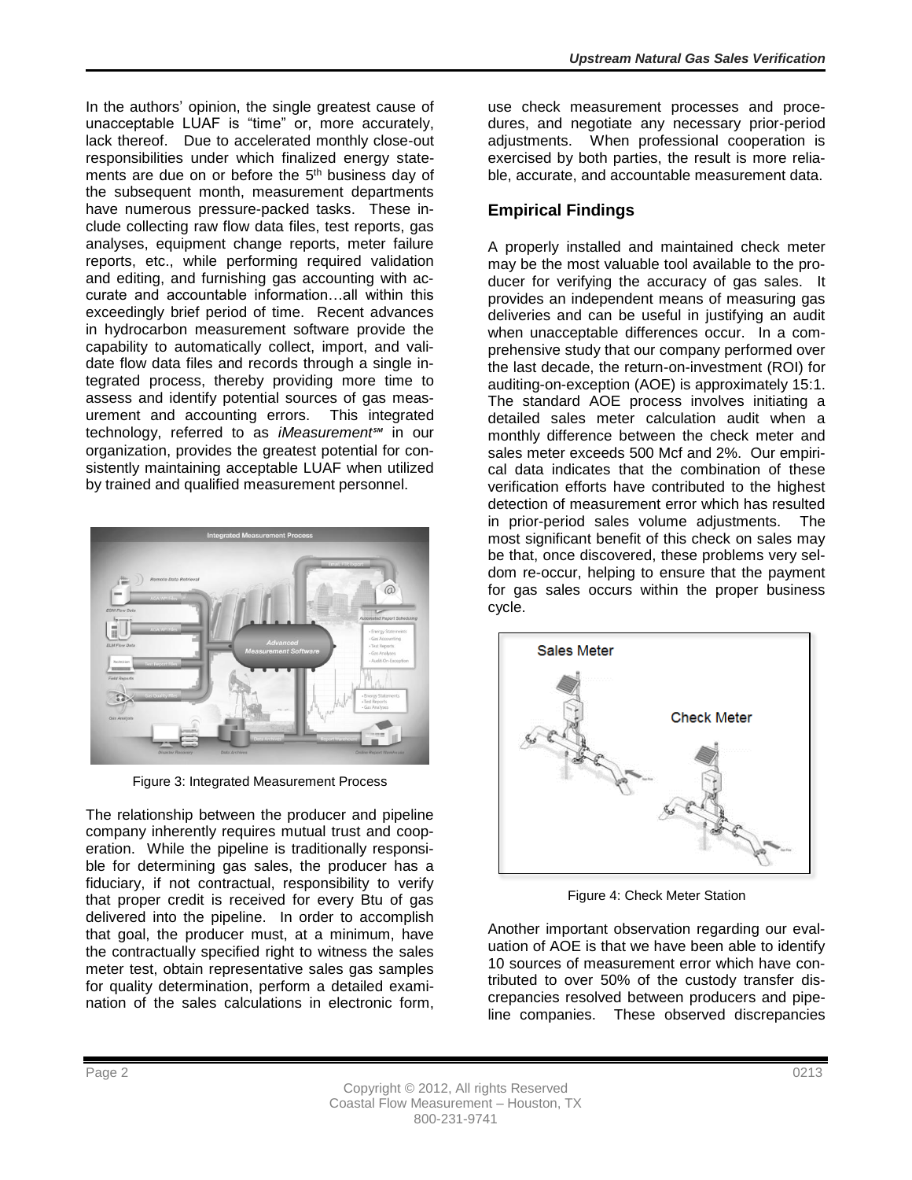In the authors' opinion, the single greatest cause of unacceptable LUAF is "time" or, more accurately, lack thereof. Due to accelerated monthly close-out responsibilities under which finalized energy statements are due on or before the 5th business day of the subsequent month, measurement departments have numerous pressure-packed tasks. These include collecting raw flow data files, test reports, gas analyses, equipment change reports, meter failure reports, etc., while performing required validation and editing, and furnishing gas accounting with accurate and accountable information…all within this exceedingly brief period of time. Recent advances in hydrocarbon measurement software provide the capability to automatically collect, import, and validate flow data files and records through a single integrated process, thereby providing more time to assess and identify potential sources of gas measurement and accounting errors. This integrated technology, referred to as *iMeasurement℠* in our organization, provides the greatest potential for consistently maintaining acceptable LUAF when utilized by trained and qualified measurement personnel.

Figure 3: Integrated Measurement Process

The relationship between the producer and pipeline company inherently requires mutual trust and cooperation. While the pipeline is traditionally responsible for determining gas sales, the producer has a fiduciary, if not contractual, responsibility to verify that proper credit is received for every Btu of gas delivered into the pipeline. In order to accomplish that goal, the producer must, at a minimum, have the contractually specified right to witness the sales meter test, obtain representative sales gas samples for quality determination, perform a detailed examination of the sales calculations in electronic form, use check measurement processes and procedures, and negotiate any necessary prior-period adjustments. When professional cooperation is exercised by both parties, the result is more reliable, accurate, and accountable measurement data.

## Empirical Findings

A properly installed and maintained check meter may be the most valuable tool available to the producer for verifying the accuracy of gas sales. It provides an independent means of measuring gas deliveries and can be useful in justifying an audit when unacceptable differences occur. In a comprehensive study that our company performed over the last decade, the return-on-investment (ROI) for auditing-on-exception (AOE) is approximately 15:1. The standard AOE process involves initiating a detailed sales meter calculation audit when a monthly difference between the check meter and sales meter exceeds 500 Mcf and 2%. Our empirical data indicates that the combination of these verification efforts have contributed to the highest detection of measurement error which has resulted in prior-period sales volume adjustments. The most significant benefit of this check on sales may be that, once discovered, these problems very seldom re-occur, helping to ensure that the payment for gas sales occurs within the proper business cycle.

Figure 4: Check Meter Station

Another important observation regarding our evaluation of AOE is that we have been able to identify 10 sources of measurement error which have contributed to over 50% of the custody transfer discrepancies resolved between producers and pipeline companies. These observed discrepancies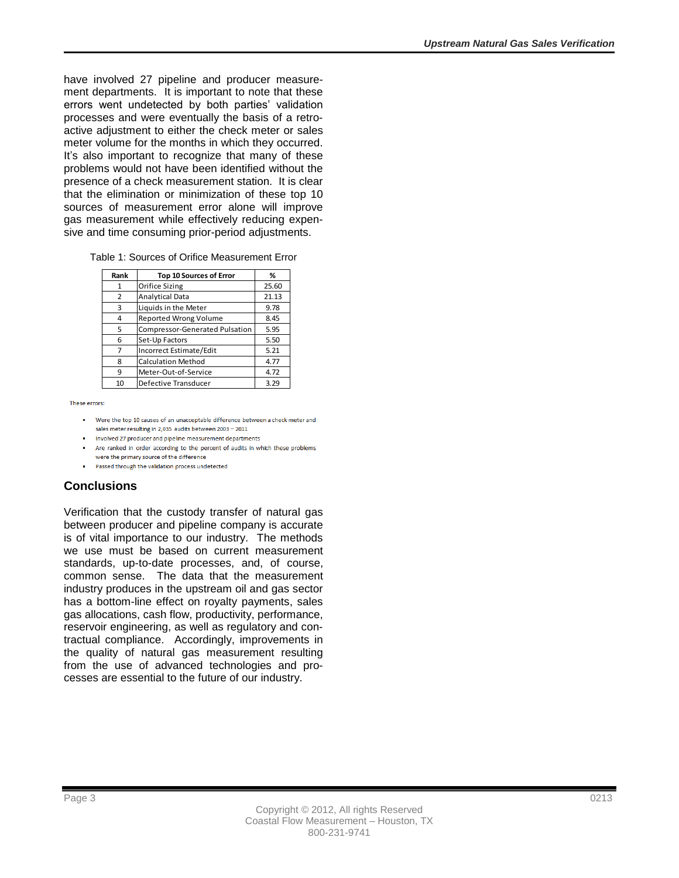have involved 27 pipeline and producer measurement departments. It is important to note that these errors went undetected by both parties' validation processes and were eventually the basis of a retroactive adjustment to either the check meter or sales meter volume for the months in which they occurred. It's also important to recognize that many of these problems would not have been identified without the presence of a check measurement station. It is clear that the elimination or minimization of these top 10 sources of measurement error alone will improve gas measurement while effectively reducing expensive and time consuming prior-period adjustments.

Table 1: Sources of Orifice Measurement Error

| Rank | Top 10 Sources of Error | % |
|---|---|---|
| 1 | Orifice Sizing | 25.60 |
| 2 | Analytical Data | 21.13 |
| 3 | Liquids in the Meter | 9.78 |
| 4 | Reported Wrong Volume | 8.45 |
| 5 | Compressor-Generated Pulsation | 5.95 |
| 6 | Set-Up Factors | 5.50 |
| 7 | Incorrect Estimate/Edit | 5.21 |
| 8 | Calculation Method | 4.77 |
| 9 | Meter-Out-of-Service | 4.72 |
| 10 | Defective Transducer | 3.29 |

These errors:

- Were the top 10 causes of an unacceptable difference between a check meter and sales meter resulting in 2,035 audits between 2003 – 2011
- Involved 27 producer and pipeline measurement departments
- Are ranked in order according to the percent of audits in which these problems were the primary source of the difference
- Passed through the validation process undetected

## Conclusions

Verification that the custody transfer of natural gas between producer and pipeline company is accurate is of vital importance to our industry. The methods we use must be based on current measurement standards, up-to-date processes, and, of course, common sense. The data that the measurement industry produces in the upstream oil and gas sector has a bottom-line effect on royalty payments, sales gas allocations, cash flow, productivity, performance, reservoir engineering, as well as regulatory and contractual compliance. Accordingly, improvements in the quality of natural gas measurement resulting from the use of advanced technologies and processes are essential to the future of our industry.